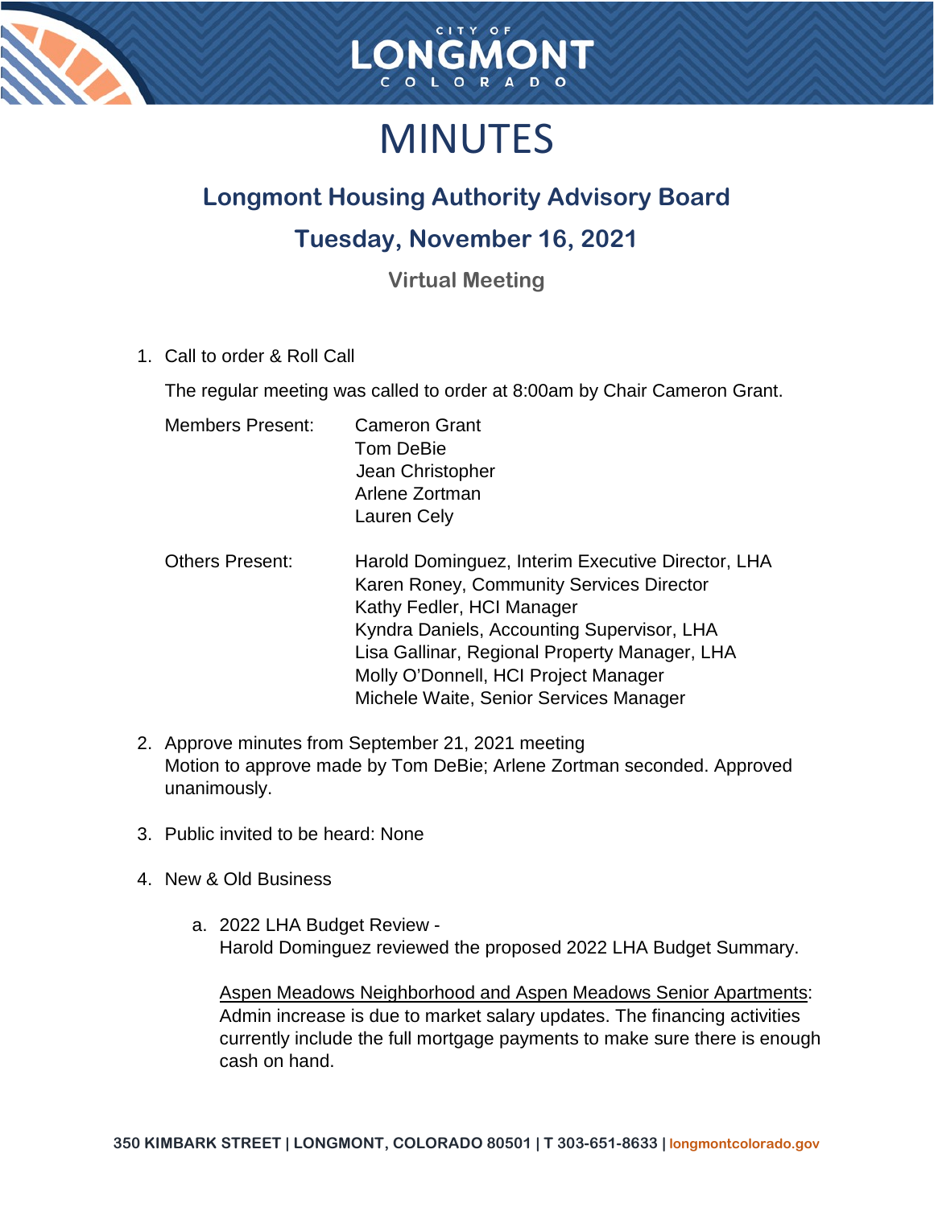# MINUTES

## Longmont Housing Authority Advisory Board

## Tuesday, November 16, 2021

### Virtual Meeting

1. Call to order & Roll Call

   The regular meeting was called to order at 8:00am by Chair Cameron Grant.

   | Members Present: | Cameron Grant<br>Tom DeBie<br>Jean Christopher<br>Arlene Zortman<br>Lauren Cely |
   |---|---|
   | Others Present: | Harold Dominguez, Interim Executive Director, LHA<br>Karen Roney, Community Services Director<br>Kathy Fedler, HCI Manager<br>Kyndra Daniels, Accounting Supervisor, LHA<br>Lisa Gallinar, Regional Property Manager, LHA<br>Molly O'Donnell, HCI Project Manager<br>Michele Waite, Senior Services Manager |

2. Approve minutes from September 21, 2021 meeting
   Motion to approve made by Tom DeBie; Arlene Zortman seconded. Approved unanimously.

3. Public invited to be heard: None

4. New & Old Business

   a. 2022 LHA Budget Review -
      Harold Dominguez reviewed the proposed 2022 LHA Budget Summary.

      <u>Aspen Meadows Neighborhood and Aspen Meadows Senior Apartments</u>: Admin increase is due to market salary updates. The financing activities currently include the full mortgage payments to make sure there is enough cash on hand.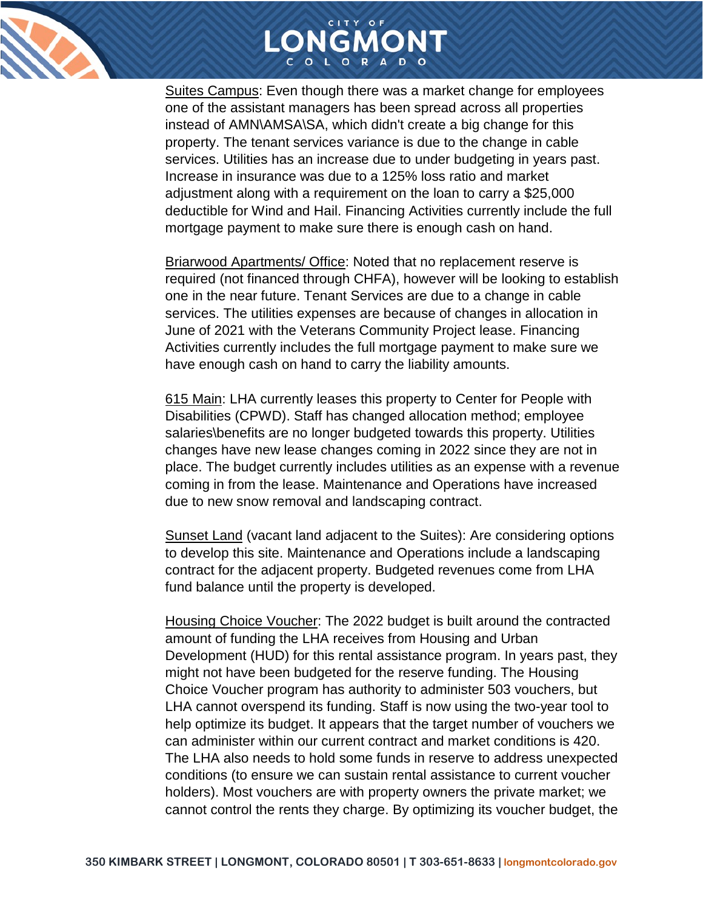<u>Suites Campus</u>: Even though there was a market change for employees one of the assistant managers has been spread across all properties instead of AMN\AMSA\SA, which didn't create a big change for this property. The tenant services variance is due to the change in cable services. Utilities has an increase due to under budgeting in years past. Increase in insurance was due to a 125% loss ratio and market adjustment along with a requirement on the loan to carry a $25,000 deductible for Wind and Hail. Financing Activities currently include the full mortgage payment to make sure there is enough cash on hand.

<u>Briarwood Apartments/ Office</u>: Noted that no replacement reserve is required (not financed through CHFA), however will be looking to establish one in the near future. Tenant Services are due to a change in cable services. The utilities expenses are because of changes in allocation in June of 2021 with the Veterans Community Project lease. Financing Activities currently includes the full mortgage payment to make sure we have enough cash on hand to carry the liability amounts.

<u>615 Main</u>: LHA currently leases this property to Center for People with Disabilities (CPWD). Staff has changed allocation method; employee salaries\benefits are no longer budgeted towards this property. Utilities changes have new lease changes coming in 2022 since they are not in place. The budget currently includes utilities as an expense with a revenue coming in from the lease. Maintenance and Operations have increased due to new snow removal and landscaping contract.

<u>Sunset Land</u> (vacant land adjacent to the Suites): Are considering options to develop this site. Maintenance and Operations include a landscaping contract for the adjacent property. Budgeted revenues come from LHA fund balance until the property is developed.

<u>Housing Choice Voucher</u>: The 2022 budget is built around the contracted amount of funding the LHA receives from Housing and Urban Development (HUD) for this rental assistance program. In years past, they might not have been budgeted for the reserve funding. The Housing Choice Voucher program has authority to administer 503 vouchers, but LHA cannot overspend its funding. Staff is now using the two-year tool to help optimize its budget. It appears that the target number of vouchers we can administer within our current contract and market conditions is 420. The LHA also needs to hold some funds in reserve to address unexpected conditions (to ensure we can sustain rental assistance to current voucher holders). Most vouchers are with property owners the private market; we cannot control the rents they charge. By optimizing its voucher budget, the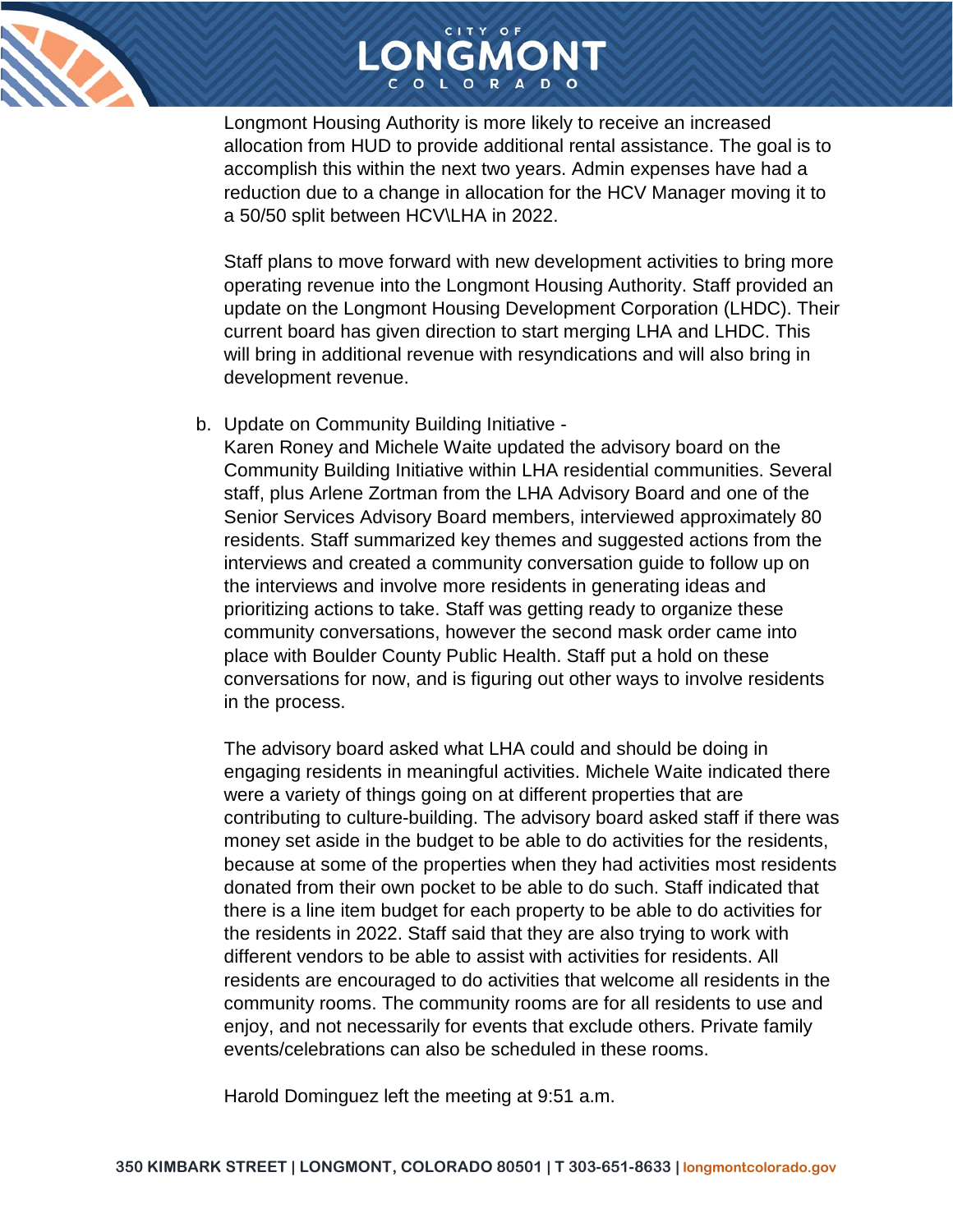Longmont Housing Authority is more likely to receive an increased allocation from HUD to provide additional rental assistance. The goal is to accomplish this within the next two years. Admin expenses have had a reduction due to a change in allocation for the HCV Manager moving it to a 50/50 split between HCV\LHA in 2022.

Staff plans to move forward with new development activities to bring more operating revenue into the Longmont Housing Authority. Staff provided an update on the Longmont Housing Development Corporation (LHDC). Their current board has given direction to start merging LHA and LHDC. This will bring in additional revenue with resyndications and will also bring in development revenue.

b. Update on Community Building Initiative -
Karen Roney and Michele Waite updated the advisory board on the Community Building Initiative within LHA residential communities. Several staff, plus Arlene Zortman from the LHA Advisory Board and one of the Senior Services Advisory Board members, interviewed approximately 80 residents. Staff summarized key themes and suggested actions from the interviews and created a community conversation guide to follow up on the interviews and involve more residents in generating ideas and prioritizing actions to take. Staff was getting ready to organize these community conversations, however the second mask order came into place with Boulder County Public Health. Staff put a hold on these conversations for now, and is figuring out other ways to involve residents in the process.

The advisory board asked what LHA could and should be doing in engaging residents in meaningful activities. Michele Waite indicated there were a variety of things going on at different properties that are contributing to culture-building. The advisory board asked staff if there was money set aside in the budget to be able to do activities for the residents, because at some of the properties when they had activities most residents donated from their own pocket to be able to do such. Staff indicated that there is a line item budget for each property to be able to do activities for the residents in 2022. Staff said that they are also trying to work with different vendors to be able to assist with activities for residents. All residents are encouraged to do activities that welcome all residents in the community rooms. The community rooms are for all residents to use and enjoy, and not necessarily for events that exclude others. Private family events/celebrations can also be scheduled in these rooms.

Harold Dominguez left the meeting at 9:51 a.m.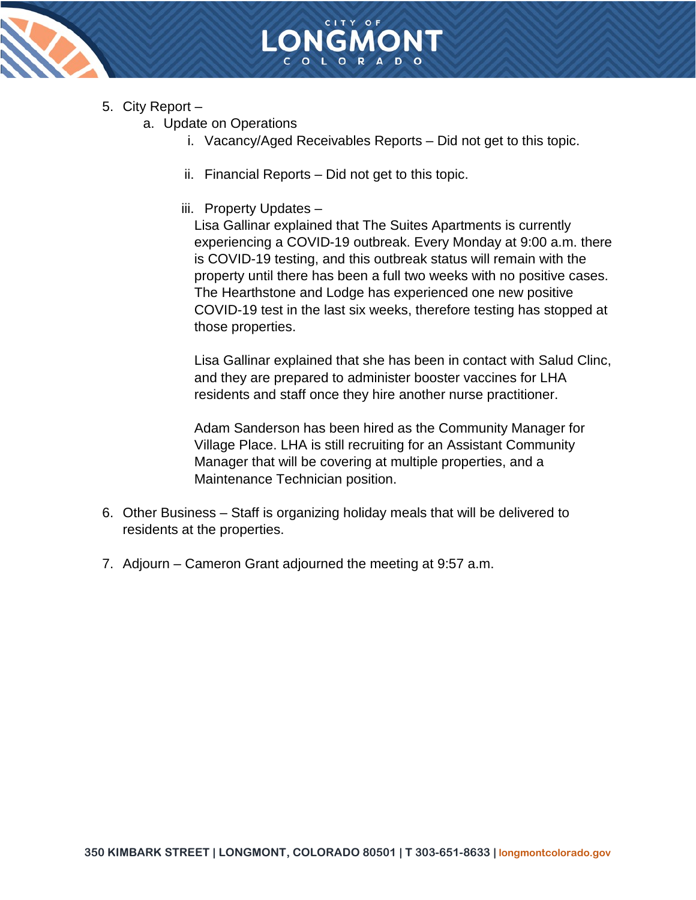5. City Report –
    a. Update on Operations
        i. Vacancy/Aged Receivables Reports – Did not get to this topic.

        ii. Financial Reports – Did not get to this topic.

        iii. Property Updates –

        Lisa Gallinar explained that The Suites Apartments is currently experiencing a COVID-19 outbreak. Every Monday at 9:00 a.m. there is COVID-19 testing, and this outbreak status will remain with the property until there has been a full two weeks with no positive cases. The Hearthstone and Lodge has experienced one new positive COVID-19 test in the last six weeks, therefore testing has stopped at those properties.

        Lisa Gallinar explained that she has been in contact with Salud Clinc, and they are prepared to administer booster vaccines for LHA residents and staff once they hire another nurse practitioner.

        Adam Sanderson has been hired as the Community Manager for Village Place. LHA is still recruiting for an Assistant Community Manager that will be covering at multiple properties, and a Maintenance Technician position.

6. Other Business – Staff is organizing holiday meals that will be delivered to residents at the properties.

7. Adjourn – Cameron Grant adjourned the meeting at 9:57 a.m.